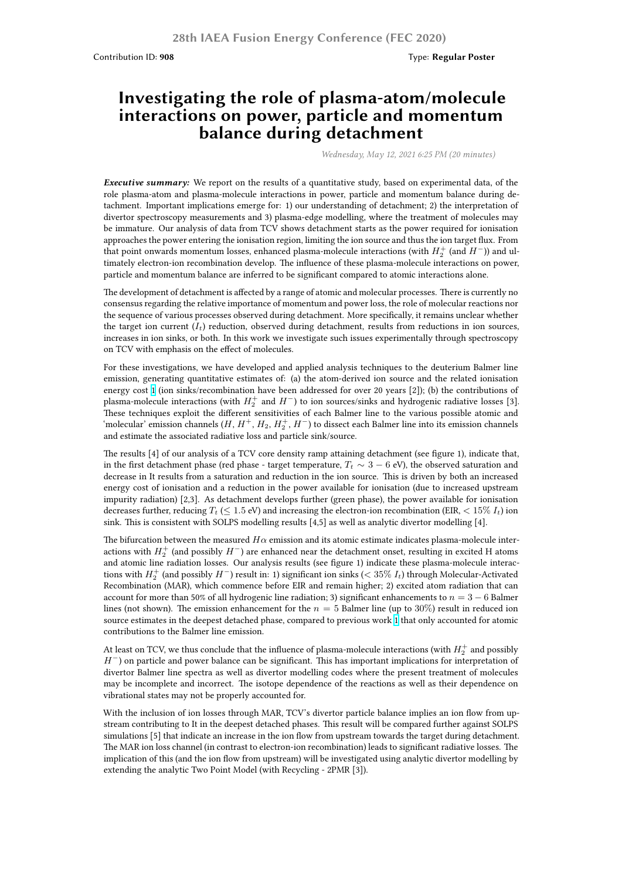Contribution ID: **908**

Type: **Regular Poster**

# Investigating the role of plasma-atom/molecule interactions on power, particle and momentum balance during detachment

*Wednesday, May 12, 2021 6:25 PM (20 minutes)*

***Executive summary:*** We report on the results of a quantitative study, based on experimental data, of the role plasma-atom and plasma-molecule interactions in power, particle and momentum balance during detachment. Important implications emerge for: 1) our understanding of detachment; 2) the interpretation of divertor spectroscopy measurements and 3) plasma-edge modelling, where the treatment of molecules may be immature. Our analysis of data from TCV shows detachment starts as the power required for ionisation approaches the power entering the ionisation region, limiting the ion source and thus the ion target flux. From that point onwards momentum losses, enhanced plasma-molecule interactions (with $H_2^+$ (and $H^-$)) and ultimately electron-ion recombination develop. The influence of these plasma-molecule interactions on power, particle and momentum balance are inferred to be significant compared to atomic interactions alone.

The development of detachment is affected by a range of atomic and molecular processes. There is currently no consensus regarding the relative importance of momentum and power loss, the role of molecular reactions nor the sequence of various processes observed during detachment. More specifically, it remains unclear whether the target ion current ($I_t$) reduction, observed during detachment, results from reductions in ion sources, increases in ion sinks, or both. In this work we investigate such issues experimentally through spectroscopy on TCV with emphasis on the effect of molecules.

For these investigations, we have developed and applied analysis techniques to the deuterium Balmer line emission, generating quantitative estimates of: (a) the atom-derived ion source and the related ionisation energy cost 1 (ion sinks/recombination have been addressed for over 20 years [2]); (b) the contributions of plasma-molecule interactions (with $H_2^+$ and $H^-$) to ion sources/sinks and hydrogenic radiative losses [3]. These techniques exploit the different sensitivities of each Balmer line to the various possible atomic and 'molecular' emission channels ($H$, $H^+$, $H_2$, $H_2^+$, $H^-$) to dissect each Balmer line into its emission channels and estimate the associated radiative loss and particle sink/source.

The results [4] of our analysis of a TCV core density ramp attaining detachment (see figure 1), indicate that, in the first detachment phase (red phase - target temperature, $T_t \sim 3-6$ eV), the observed saturation and decrease in It results from a saturation and reduction in the ion source. This is driven by both an increased energy cost of ionisation and a reduction in the power available for ionisation (due to increased upstream impurity radiation) [2,3]. As detachment develops further (green phase), the power available for ionisation decreases further, reducing $T_t$ ($\leq 1.5$ eV) and increasing the electron-ion recombination (EIR, $< 15\%\ I_t$) ion sink. This is consistent with SOLPS modelling results [4,5] as well as analytic divertor modelling [4].

The bifurcation between the measured $H\alpha$ emission and its atomic estimate indicates plasma-molecule interactions with $H_2^+$ (and possibly $H^-$) are enhanced near the detachment onset, resulting in excited H atoms and atomic line radiation losses. Our analysis results (see figure 1) indicate these plasma-molecule interactions with $H_2^+$ (and possibly $H^-$) result in: 1) significant ion sinks ($< 35\%\ I_t$) through Molecular-Activated Recombination (MAR), which commence before EIR and remain higher; 2) excited atom radiation that can account for more than 50% of all hydrogenic line radiation; 3) significant enhancements to $n = 3-6$ Balmer lines (not shown). The emission enhancement for the $n = 5$ Balmer line (up to $30\%$) result in reduced ion source estimates in the deepest detached phase, compared to previous work 1 that only accounted for atomic contributions to the Balmer line emission.

At least on TCV, we thus conclude that the influence of plasma-molecule interactions (with $H_2^+$ and possibly $H^-$) on particle and power balance can be significant. This has important implications for interpretation of divertor Balmer line spectra as well as divertor modelling codes where the present treatment of molecules may be incomplete and incorrect. The isotope dependence of the reactions as well as their dependence on vibrational states may not be properly accounted for.

With the inclusion of ion losses through MAR, TCV's divertor particle balance implies an ion flow from upstream contributing to It in the deepest detached phases. This result will be compared further against SOLPS simulations [5] that indicate an increase in the ion flow from upstream towards the target during detachment. The MAR ion loss channel (in contrast to electron-ion recombination) leads to significant radiative losses. The implication of this (and the ion flow from upstream) will be investigated using analytic divertor modelling by extending the analytic Two Point Model (with Recycling - 2PMR [3]).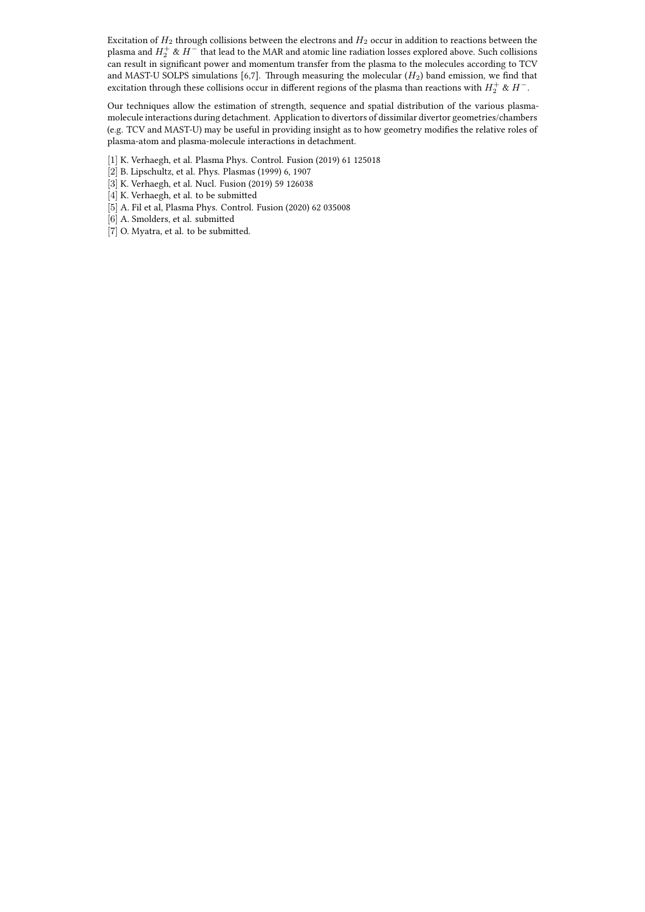Excitation of $H_2$ through collisions between the electrons and $H_2$ occur in addition to reactions between the plasma and $H_2^+$ & $H^-$ that lead to the MAR and atomic line radiation losses explored above. Such collisions can result in significant power and momentum transfer from the plasma to the molecules according to TCV and MAST-U SOLPS simulations [6,7]. Through measuring the molecular ($H_2$) band emission, we find that excitation through these collisions occur in different regions of the plasma than reactions with $H_2^+$ & $H^-$.

Our techniques allow the estimation of strength, sequence and spatial distribution of the various plasma-molecule interactions during detachment. Application to divertors of dissimilar divertor geometries/chambers (e.g. TCV and MAST-U) may be useful in providing insight as to how geometry modifies the relative roles of plasma-atom and plasma-molecule interactions in detachment.

[1] K. Verhaegh, et al. Plasma Phys. Control. Fusion (2019) 61 125018
[2] B. Lipschultz, et al. Phys. Plasmas (1999) 6, 1907
[3] K. Verhaegh, et al. Nucl. Fusion (2019) 59 126038
[4] K. Verhaegh, et al. to be submitted
[5] A. Fil et al, Plasma Phys. Control. Fusion (2020) 62 035008
[6] A. Smolders, et al. submitted
[7] O. Myatra, et al. to be submitted.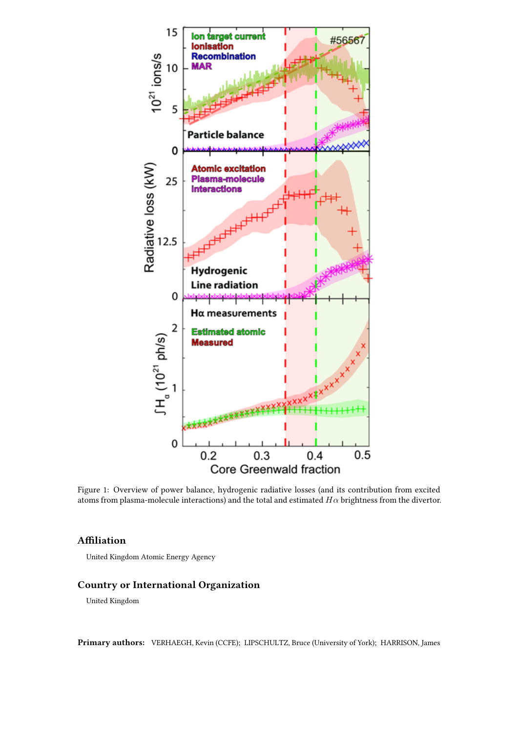Figure 1: Overview of power balance, hydrogenic radiative losses (and its contribution from excited atoms from plasma-molecule interactions) and the total and estimated $H\alpha$ brightness from the divertor.

## Affiliation

United Kingdom Atomic Energy Agency

## Country or International Organization

United Kingdom

**Primary authors:** VERHAEGH, Kevin (CCFE); LIPSCHULTZ, Bruce (University of York); HARRISON, James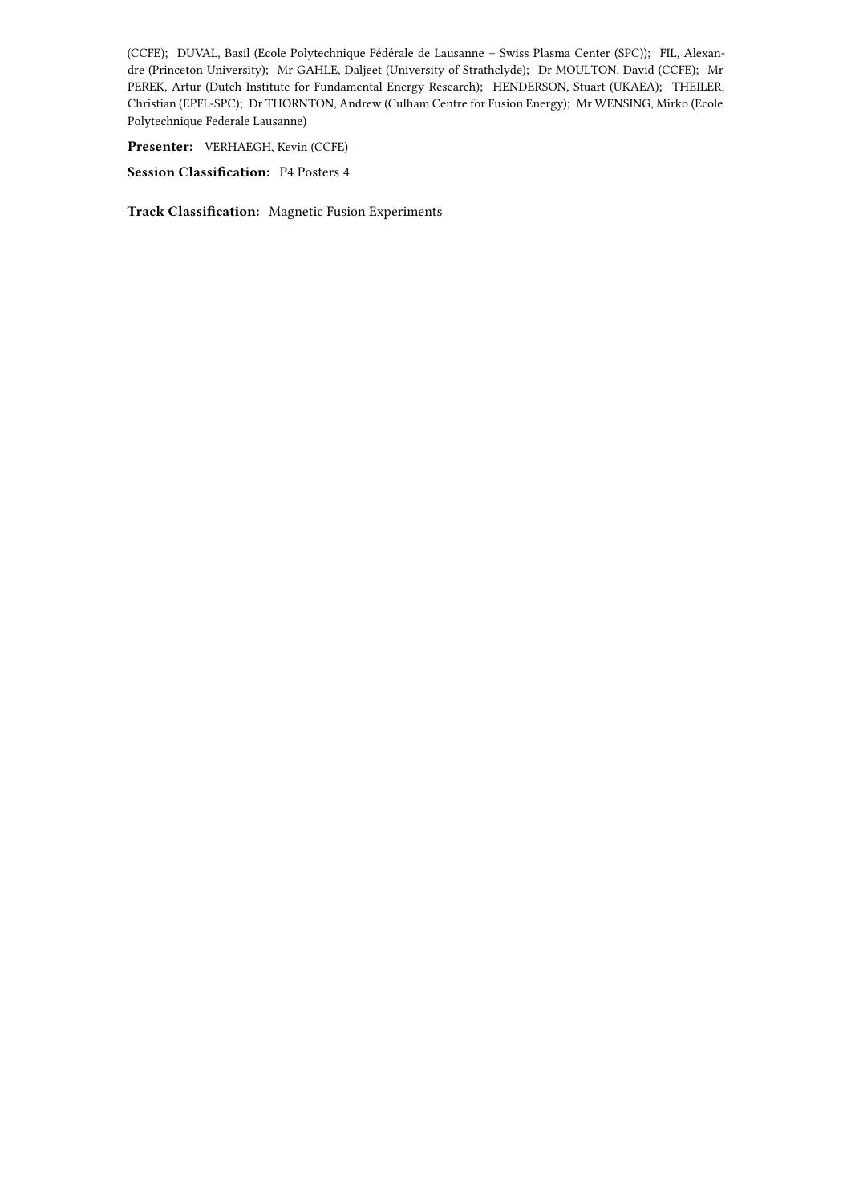(CCFE); DUVAL, Basil (Ecole Polytechnique Fédérale de Lausanne – Swiss Plasma Center (SPC)); FIL, Alexandre (Princeton University); Mr GAHLE, Daljeet (University of Strathclyde); Dr MOULTON, David (CCFE); Mr PEREK, Artur (Dutch Institute for Fundamental Energy Research); HENDERSON, Stuart (UKAEA); THEILER, Christian (EPFL-SPC); Dr THORNTON, Andrew (Culham Centre for Fusion Energy); Mr WENSING, Mirko (Ecole Polytechnique Federale Lausanne)

**Presenter:** VERHAEGH, Kevin (CCFE)

**Session Classification:** P4 Posters 4

**Track Classification:** Magnetic Fusion Experiments